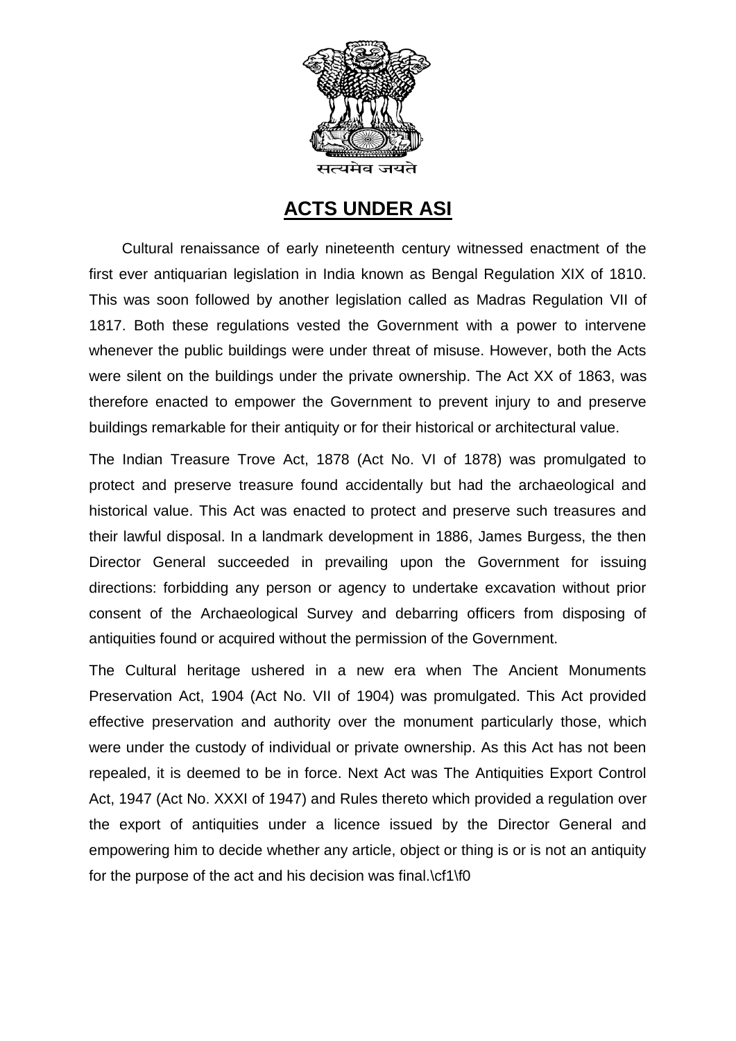सत्यमेव जयते

# ACTS UNDER ASI

Cultural renaissance of early nineteenth century witnessed enactment of the first ever antiquarian legislation in India known as Bengal Regulation XIX of 1810. This was soon followed by another legislation called as Madras Regulation VII of 1817. Both these regulations vested the Government with a power to intervene whenever the public buildings were under threat of misuse. However, both the Acts were silent on the buildings under the private ownership. The Act XX of 1863, was therefore enacted to empower the Government to prevent injury to and preserve buildings remarkable for their antiquity or for their historical or architectural value.

The Indian Treasure Trove Act, 1878 (Act No. VI of 1878) was promulgated to protect and preserve treasure found accidentally but had the archaeological and historical value. This Act was enacted to protect and preserve such treasures and their lawful disposal. In a landmark development in 1886, James Burgess, the then Director General succeeded in prevailing upon the Government for issuing directions: forbidding any person or agency to undertake excavation without prior consent of the Archaeological Survey and debarring officers from disposing of antiquities found or acquired without the permission of the Government.

The Cultural heritage ushered in a new era when The Ancient Monuments Preservation Act, 1904 (Act No. VII of 1904) was promulgated. This Act provided effective preservation and authority over the monument particularly those, which were under the custody of individual or private ownership. As this Act has not been repealed, it is deemed to be in force. Next Act was The Antiquities Export Control Act, 1947 (Act No. XXXI of 1947) and Rules thereto which provided a regulation over the export of antiquities under a licence issued by the Director General and empowering him to decide whether any article, object or thing is or is not an antiquity for the purpose of the act and his decision was final.\cf1\f0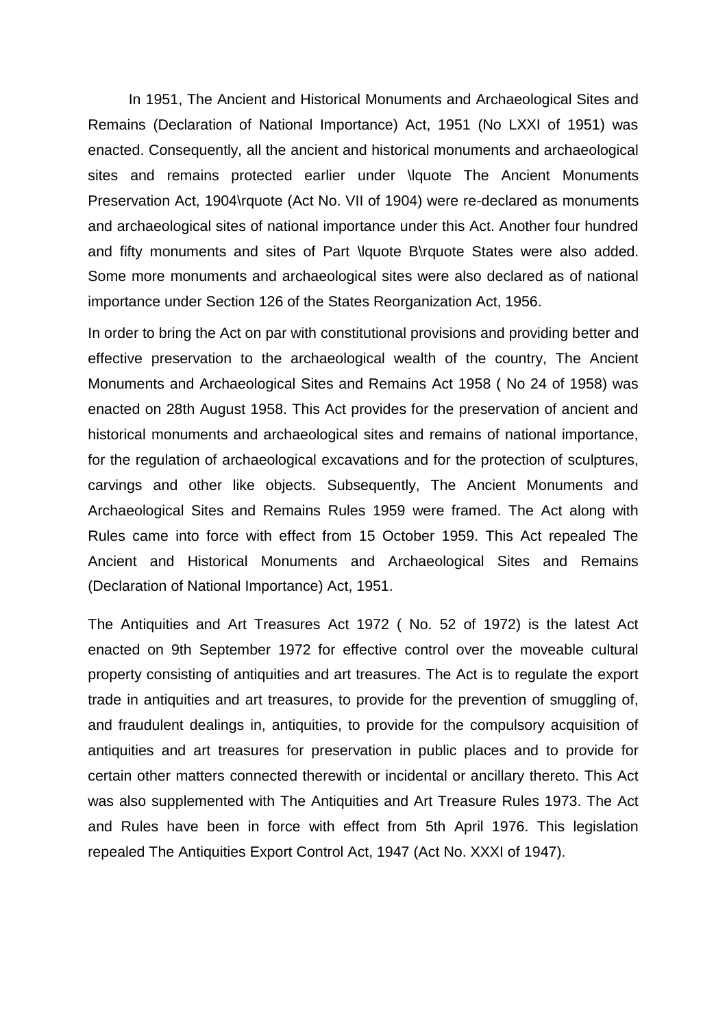In 1951, The Ancient and Historical Monuments and Archaeological Sites and Remains (Declaration of National Importance) Act, 1951 (No LXXI of 1951) was enacted. Consequently, all the ancient and historical monuments and archaeological sites and remains protected earlier under \lquote The Ancient Monuments Preservation Act, 1904\rquote (Act No. VII of 1904) were re-declared as monuments and archaeological sites of national importance under this Act. Another four hundred and fifty monuments and sites of Part \lquote B\rquote States were also added. Some more monuments and archaeological sites were also declared as of national importance under Section 126 of the States Reorganization Act, 1956.

In order to bring the Act on par with constitutional provisions and providing better and effective preservation to the archaeological wealth of the country, The Ancient Monuments and Archaeological Sites and Remains Act 1958 ( No 24 of 1958) was enacted on 28th August 1958. This Act provides for the preservation of ancient and historical monuments and archaeological sites and remains of national importance, for the regulation of archaeological excavations and for the protection of sculptures, carvings and other like objects. Subsequently, The Ancient Monuments and Archaeological Sites and Remains Rules 1959 were framed. The Act along with Rules came into force with effect from 15 October 1959. This Act repealed The Ancient and Historical Monuments and Archaeological Sites and Remains (Declaration of National Importance) Act, 1951.

The Antiquities and Art Treasures Act 1972 ( No. 52 of 1972) is the latest Act enacted on 9th September 1972 for effective control over the moveable cultural property consisting of antiquities and art treasures. The Act is to regulate the export trade in antiquities and art treasures, to provide for the prevention of smuggling of, and fraudulent dealings in, antiquities, to provide for the compulsory acquisition of antiquities and art treasures for preservation in public places and to provide for certain other matters connected therewith or incidental or ancillary thereto. This Act was also supplemented with The Antiquities and Art Treasure Rules 1973. The Act and Rules have been in force with effect from 5th April 1976. This legislation repealed The Antiquities Export Control Act, 1947 (Act No. XXXI of 1947).